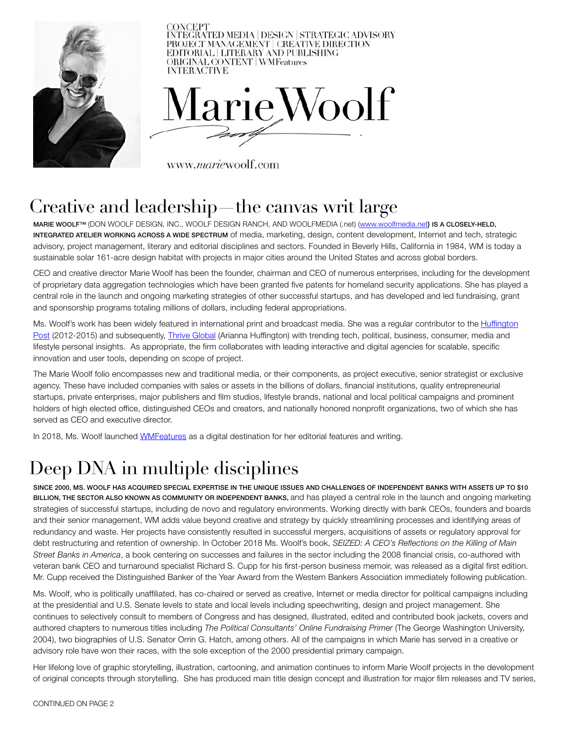CONCEPT
INTEGRATED MEDIA | DESIGN | STRATEGIC ADVISORY
PROJECT MANAGEMENT | CREATIVE DIRECTION
EDITORIAL | LITERARY AND PUBLISHING
ORIGINAL CONTENT | WMFeatures
INTERACTIVE

# Marie Woolf

www.mariewoolf.com

## Creative and leadership—the canvas writ large

**MARIE WOOLF™** (DON WOOLF DESIGN, INC., WOOLF DESIGN RANCH, AND WOOLFMEDIA (.net) ([www.woolfmedia.net](www.woolfmedia.net)) **IS A CLOSELY-HELD, INTEGRATED ATELIER WORKING ACROSS A WIDE SPECTRUM** of media, marketing, design, content development, Internet and tech, strategic advisory, project management, literary and editorial disciplines and sectors. Founded in Beverly Hills, California in 1984, WM is today a sustainable solar 161-acre design habitat with projects in major cities around the United States and across global borders.

CEO and creative director Marie Woolf has been the founder, chairman and CEO of numerous enterprises, including for the development of proprietary data aggregation technologies which have been granted five patents for homeland security applications. She has played a central role in the launch and ongoing marketing strategies of other successful startups, and has developed and led fundraising, grant and sponsorship programs totaling millions of dollars, including federal appropriations.

Ms. Woolf's work has been widely featured in international print and broadcast media. She was a regular contributor to the Huffington Post (2012-2015) and subsequently, Thrive Global (Arianna Huffington) with trending tech, political, business, consumer, media and lifestyle personal insights. As appropriate, the firm collaborates with leading interactive and digital agencies for scalable, specific innovation and user tools, depending on scope of project.

The Marie Woolf folio encompasses new and traditional media, or their components, as project executive, senior strategist or exclusive agency. These have included companies with sales or assets in the billions of dollars, financial institutions, quality entrepreneurial startups, private enterprises, major publishers and film studios, lifestyle brands, national and local political campaigns and prominent holders of high elected office, distinguished CEOs and creators, and nationally honored nonprofit organizations, two of which she has served as CEO and executive director.

In 2018, Ms. Woolf launched WMFeatures as a digital destination for her editorial features and writing.

## Deep DNA in multiple disciplines

**SINCE 2000, MS. WOOLF HAS ACQUIRED SPECIAL EXPERTISE IN THE UNIQUE ISSUES AND CHALLENGES OF INDEPENDENT BANKS WITH ASSETS UP TO $10 BILLION, THE SECTOR ALSO KNOWN AS COMMUNITY OR INDEPENDENT BANKS,** and has played a central role in the launch and ongoing marketing strategies of successful startups, including de novo and regulatory environments. Working directly with bank CEOs, founders and boards and their senior management, WM adds value beyond creative and strategy by quickly streamlining processes and identifying areas of redundancy and waste. Her projects have consistently resulted in successful mergers, acquisitions of assets or regulatory approval for debt restructuring and retention of ownership. In October 2018 Ms. Woolf's book, *SEIZED: A CEO's Reflections on the Killing of Main Street Banks in America*, a book centering on successes and failures in the sector including the 2008 financial crisis, co-authored with veteran bank CEO and turnaround specialist Richard S. Cupp for his first-person business memoir, was released as a digital first edition. Mr. Cupp received the Distinguished Banker of the Year Award from the Western Bankers Association immediately following publication.

Ms. Woolf, who is politically unaffiliated, has co-chaired or served as creative, Internet or media director for political campaigns including at the presidential and U.S. Senate levels to state and local levels including speechwriting, design and project management. She continues to selectively consult to members of Congress and has designed, illustrated, edited and contributed book jackets, covers and authored chapters to numerous titles including *The Political Consultants' Online Fundraising Primer* (The George Washington University, 2004), two biographies of U.S. Senator Orrin G. Hatch, among others. All of the campaigns in which Marie has served in a creative or advisory role have won their races, with the sole exception of the 2000 presidential primary campaign.

Her lifelong love of graphic storytelling, illustration, cartooning, and animation continues to inform Marie Woolf projects in the development of original concepts through storytelling. She has produced main title design concept and illustration for major film releases and TV series,

CONTINUED ON PAGE 2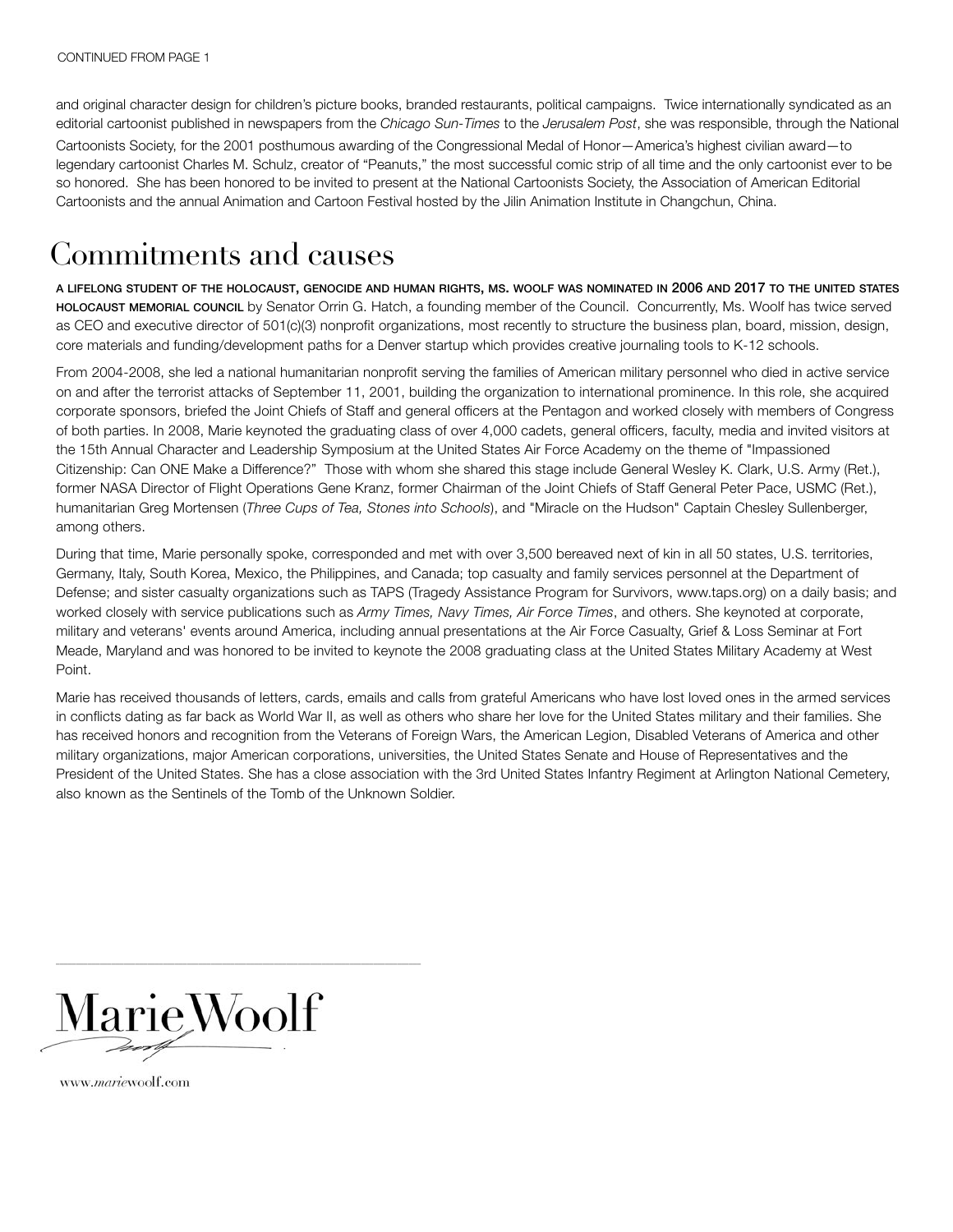CONTINUED FROM PAGE 1

and original character design for children's picture books, branded restaurants, political campaigns. Twice internationally syndicated as an editorial cartoonist published in newspapers from the *Chicago Sun-Times* to the *Jerusalem Post*, she was responsible, through the National Cartoonists Society, for the 2001 posthumous awarding of the Congressional Medal of Honor—America's highest civilian award—to legendary cartoonist Charles M. Schulz, creator of "Peanuts," the most successful comic strip of all time and the only cartoonist ever to be so honored. She has been honored to be invited to present at the National Cartoonists Society, the Association of American Editorial Cartoonists and the annual Animation and Cartoon Festival hosted by the Jilin Animation Institute in Changchun, China.

# Commitments and causes

A LIFELONG STUDENT OF THE HOLOCAUST, GENOCIDE AND HUMAN RIGHTS, MS. WOOLF WAS NOMINATED IN 2006 AND 2017 TO THE UNITED STATES HOLOCAUST MEMORIAL COUNCIL by Senator Orrin G. Hatch, a founding member of the Council. Concurrently, Ms. Woolf has twice served as CEO and executive director of 501(c)(3) nonprofit organizations, most recently to structure the business plan, board, mission, design, core materials and funding/development paths for a Denver startup which provides creative journaling tools to K-12 schools.

From 2004-2008, she led a national humanitarian nonprofit serving the families of American military personnel who died in active service on and after the terrorist attacks of September 11, 2001, building the organization to international prominence. In this role, she acquired corporate sponsors, briefed the Joint Chiefs of Staff and general officers at the Pentagon and worked closely with members of Congress of both parties. In 2008, Marie keynoted the graduating class of over 4,000 cadets, general officers, faculty, media and invited visitors at the 15th Annual Character and Leadership Symposium at the United States Air Force Academy on the theme of "Impassioned Citizenship: Can ONE Make a Difference?" Those with whom she shared this stage include General Wesley K. Clark, U.S. Army (Ret.), former NASA Director of Flight Operations Gene Kranz, former Chairman of the Joint Chiefs of Staff General Peter Pace, USMC (Ret.), humanitarian Greg Mortensen (*Three Cups of Tea, Stones into Schools*), and "Miracle on the Hudson" Captain Chesley Sullenberger, among others.

During that time, Marie personally spoke, corresponded and met with over 3,500 bereaved next of kin in all 50 states, U.S. territories, Germany, Italy, South Korea, Mexico, the Philippines, and Canada; top casualty and family services personnel at the Department of Defense; and sister casualty organizations such as TAPS (Tragedy Assistance Program for Survivors, www.taps.org) on a daily basis; and worked closely with service publications such as *Army Times, Navy Times, Air Force Times*, and others. She keynoted at corporate, military and veterans' events around America, including annual presentations at the Air Force Casualty, Grief & Loss Seminar at Fort Meade, Maryland and was honored to be invited to keynote the 2008 graduating class at the United States Military Academy at West Point.

Marie has received thousands of letters, cards, emails and calls from grateful Americans who have lost loved ones in the armed services in conflicts dating as far back as World War II, as well as others who share her love for the United States military and their families. She has received honors and recognition from the Veterans of Foreign Wars, the American Legion, Disabled Veterans of America and other military organizations, major American corporations, universities, the United States Senate and House of Representatives and the President of the United States. She has a close association with the 3rd United States Infantry Regiment at Arlington National Cemetery, also known as the Sentinels of the Tomb of the Unknown Soldier.

Marie Woolf

www.*marie*woolf.com